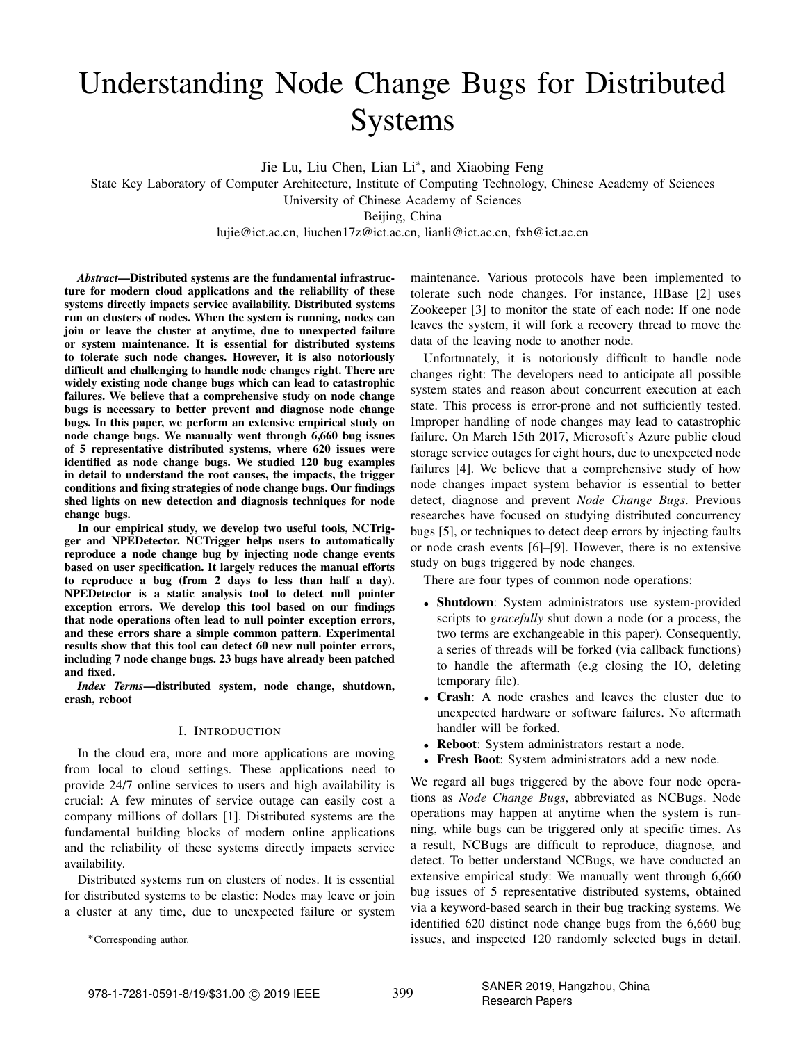# Understanding Node Change Bugs for Distributed Systems

Jie Lu, Liu Chen, Lian Li*, and Xiaobing Feng

State Key Laboratory of Computer Architecture, Institute of Computing Technology, Chinese Academy of Sciences
University of Chinese Academy of Sciences
Beijing, China
lujie@ict.ac.cn, liuchen17z@ict.ac.cn, lianli@ict.ac.cn, fxb@ict.ac.cn

***Abstract*—Distributed systems are the fundamental infrastructure for modern cloud applications and the reliability of these systems directly impacts service availability. Distributed systems run on clusters of nodes. When the system is running, nodes can join or leave the cluster at anytime, due to unexpected failure or system maintenance. It is essential for distributed systems to tolerate such node changes. However, it is also notoriously difficult and challenging to handle node changes right. There are widely existing node change bugs which can lead to catastrophic failures. We believe that a comprehensive study on node change bugs is necessary to better prevent and diagnose node change bugs. In this paper, we perform an extensive empirical study on node change bugs. We manually went through 6,660 bug issues of 5 representative distributed systems, where 620 issues were identified as node change bugs. We studied 120 bug examples in detail to understand the root causes, the impacts, the trigger conditions and fixing strategies of node change bugs. Our findings shed lights on new detection and diagnosis techniques for node change bugs.**

**In our empirical study, we develop two useful tools, NCTrigger and NPEDetector. NCTrigger helps users to automatically reproduce a node change bug by injecting node change events based on user specification. It largely reduces the manual efforts to reproduce a bug (from 2 days to less than half a day). NPEDetector is a static analysis tool to detect null pointer exception errors. We develop this tool based on our findings that node operations often lead to null pointer exception errors, and these errors share a simple common pattern. Experimental results show that this tool can detect 60 new null pointer errors, including 7 node change bugs. 23 bugs have already been patched and fixed.**

***Index Terms*—distributed system, node change, shutdown, crash, reboot**

## I. Introduction

In the cloud era, more and more applications are moving from local to cloud settings. These applications need to provide 24/7 online services to users and high availability is crucial: A few minutes of service outage can easily cost a company millions of dollars [1]. Distributed systems are the fundamental building blocks of modern online applications and the reliability of these systems directly impacts service availability.

Distributed systems run on clusters of nodes. It is essential for distributed systems to be elastic: Nodes may leave or join a cluster at any time, due to unexpected failure or system maintenance. Various protocols have been implemented to tolerate such node changes. For instance, HBase [2] uses Zookeeper [3] to monitor the state of each node: If one node leaves the system, it will fork a recovery thread to move the data of the leaving node to another node.

Unfortunately, it is notoriously difficult to handle node changes right: The developers need to anticipate all possible system states and reason about concurrent execution at each state. This process is error-prone and not sufficiently tested. Improper handling of node changes may lead to catastrophic failure. On March 15th 2017, Microsoft's Azure public cloud storage service outages for eight hours, due to unexpected node failures [4]. We believe that a comprehensive study of how node changes impact system behavior is essential to better detect, diagnose and prevent *Node Change Bugs*. Previous researches have focused on studying distributed concurrency bugs [5], or techniques to detect deep errors by injecting faults or node crash events [6]–[9]. However, there is no extensive study on bugs triggered by node changes.

There are four types of common node operations:

- **Shutdown**: System administrators use system-provided scripts to *gracefully* shut down a node (or a process, the two terms are exchangeable in this paper). Consequently, a series of threads will be forked (via callback functions) to handle the aftermath (e.g closing the IO, deleting temporary file).
- **Crash**: A node crashes and leaves the cluster due to unexpected hardware or software failures. No aftermath handler will be forked.
- **Reboot**: System administrators restart a node.
- **Fresh Boot**: System administrators add a new node.

We regard all bugs triggered by the above four node operations as *Node Change Bugs*, abbreviated as NCBugs. Node operations may happen at anytime when the system is running, while bugs can be triggered only at specific times. As a result, NCBugs are difficult to reproduce, diagnose, and detect. To better understand NCBugs, we have conducted an extensive empirical study: We manually went through 6,660 bug issues of 5 representative distributed systems, obtained via a keyword-based search in their bug tracking systems. We identified 620 distinct node change bugs from the 6,660 bug issues, and inspected 120 randomly selected bugs in detail.

*Corresponding author.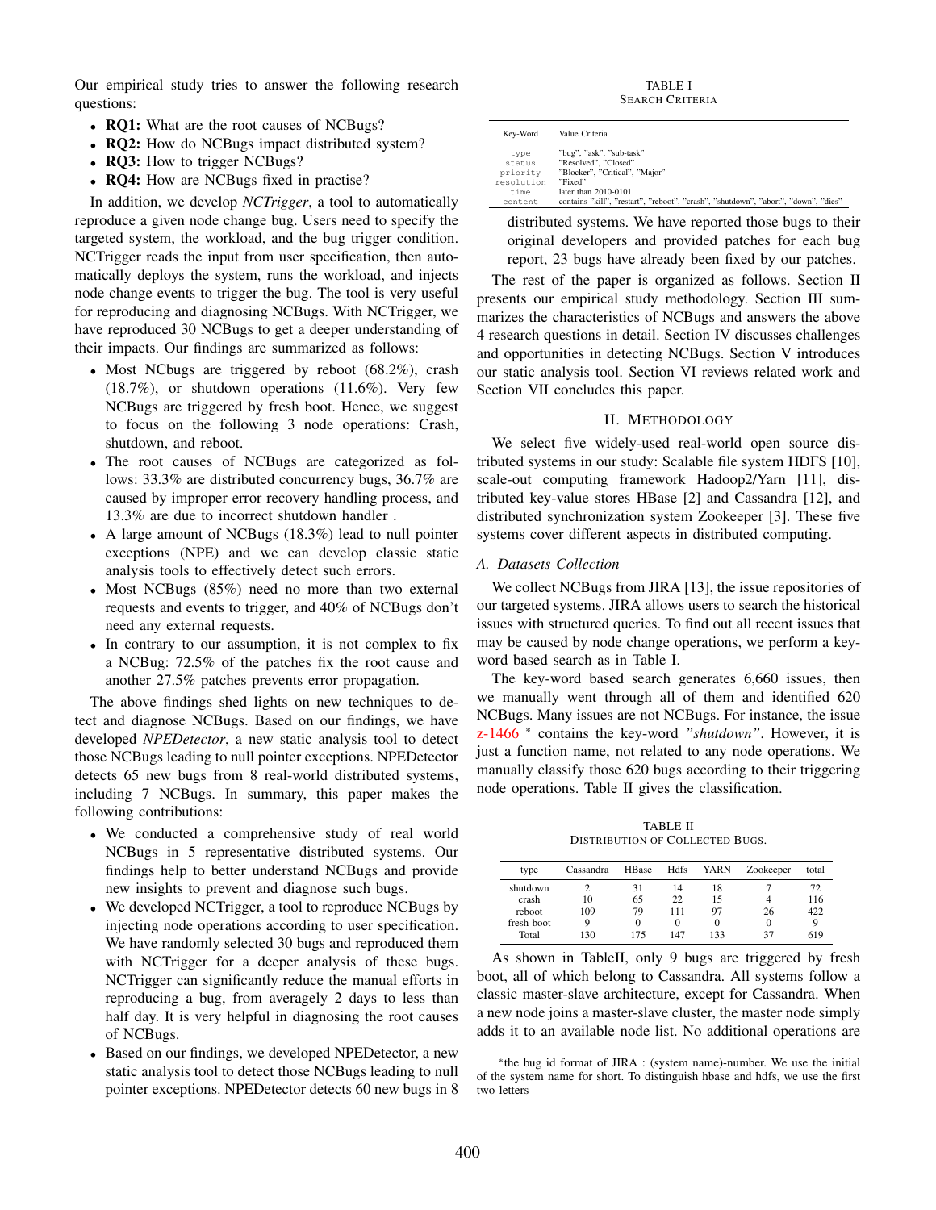Our empirical study tries to answer the following research questions:

- **RQ1:** What are the root causes of NCBugs?
- **RQ2:** How do NCBugs impact distributed system?
- **RQ3:** How to trigger NCBugs?
- **RQ4:** How are NCBugs fixed in practise?

In addition, we develop *NCTrigger*, a tool to automatically reproduce a given node change bug. Users need to specify the targeted system, the workload, and the bug trigger condition. NCTrigger reads the input from user specification, then automatically deploys the system, runs the workload, and injects node change events to trigger the bug. The tool is very useful for reproducing and diagnosing NCBugs. With NCTrigger, we have reproduced 30 NCBugs to get a deeper understanding of their impacts. Our findings are summarized as follows:

- Most NCbugs are triggered by reboot (68.2%), crash (18.7%), or shutdown operations (11.6%). Very few NCBugs are triggered by fresh boot. Hence, we suggest to focus on the following 3 node operations: Crash, shutdown, and reboot.
- The root causes of NCBugs are categorized as follows: 33.3% are distributed concurrency bugs, 36.7% are caused by improper error recovery handling process, and 13.3% are due to incorrect shutdown handler .
- A large amount of NCBugs (18.3%) lead to null pointer exceptions (NPE) and we can develop classic static analysis tools to effectively detect such errors.
- Most NCBugs (85%) need no more than two external requests and events to trigger, and 40% of NCBugs don't need any external requests.
- In contrary to our assumption, it is not complex to fix a NCBug: 72.5% of the patches fix the root cause and another 27.5% patches prevents error propagation.

The above findings shed lights on new techniques to detect and diagnose NCBugs. Based on our findings, we have developed *NPEDetector*, a new static analysis tool to detect those NCBugs leading to null pointer exceptions. NPEDetector detects 65 new bugs from 8 real-world distributed systems, including 7 NCBugs. In summary, this paper makes the following contributions:

- We conducted a comprehensive study of real world NCBugs in 5 representative distributed systems. Our findings help to better understand NCBugs and provide new insights to prevent and diagnose such bugs.
- We developed NCTrigger, a tool to reproduce NCBugs by injecting node operations according to user specification. We have randomly selected 30 bugs and reproduced them with NCTrigger for a deeper analysis of these bugs. NCTrigger can significantly reduce the manual efforts in reproducing a bug, from averagely 2 days to less than half day. It is very helpful in diagnosing the root causes of NCBugs.
- Based on our findings, we developed NPEDetector, a new static analysis tool to detect those NCBugs leading to null pointer exceptions. NPEDetector detects 60 new bugs in 8 distributed systems. We have reported those bugs to their original developers and provided patches for each bug report, 23 bugs have already been fixed by our patches.

The rest of the paper is organized as follows. Section II presents our empirical study methodology. Section III summarizes the characteristics of NCBugs and answers the above 4 research questions in detail. Section IV discusses challenges and opportunities in detecting NCBugs. Section V introduces our static analysis tool. Section VI reviews related work and Section VII concludes this paper.

TABLE I
SEARCH CRITERIA

| Key-Word | Value Criteria |
|---|---|
| type | "bug", "ask", "sub-task" |
| status | "Resolved", "Closed" |
| priority | "Blocker", "Critical", "Major" |
| resolution | "Fixed" |
| time | later than 2010-0101 |
| content | contains "kill", "restart", "reboot", "crash", "shutdown", "abort", "down", "dies" |

## II. Methodology

We select five widely-used real-world open source distributed systems in our study: Scalable file system HDFS [10], scale-out computing framework Hadoop2/Yarn [11], distributed key-value stores HBase [2] and Cassandra [12], and distributed synchronization system Zookeeper [3]. These five systems cover different aspects in distributed computing.

### A. Datasets Collection

We collect NCBugs from JIRA [13], the issue repositories of our targeted systems. JIRA allows users to search the historical issues with structured queries. To find out all recent issues that may be caused by node change operations, we perform a keyword based search as in Table I.

The key-word based search generates 6,660 issues, then we manually went through all of them and identified 620 NCBugs. Many issues are not NCBugs. For instance, the issue z-1466 * contains the key-word *"shutdown"*. However, it is just a function name, not related to any node operations. We manually classify those 620 bugs according to their triggering node operations. Table II gives the classification.

TABLE II
DISTRIBUTION OF COLLECTED BUGS.

| type | Cassandra | HBase | Hdfs | YARN | Zookeeper | total |
|---|---|---|---|---|---|---|
| shutdown | 2 | 31 | 14 | 18 | 7 | 72 |
| crash | 10 | 65 | 22 | 15 | 4 | 116 |
| reboot | 109 | 79 | 111 | 97 | 26 | 422 |
| fresh boot | 9 | 0 | 0 | 0 | 0 | 9 |
| Total | 130 | 175 | 147 | 133 | 37 | 619 |

As shown in TableII, only 9 bugs are triggered by fresh boot, all of which belong to Cassandra. All systems follow a classic master-slave architecture, except for Cassandra. When a new node joins a master-slave cluster, the master node simply adds it to an available node list. No additional operations are

*the bug id format of JIRA : (system name)-number. We use the initial of the system name for short. To distinguish hbase and hdfs, we use the first two letters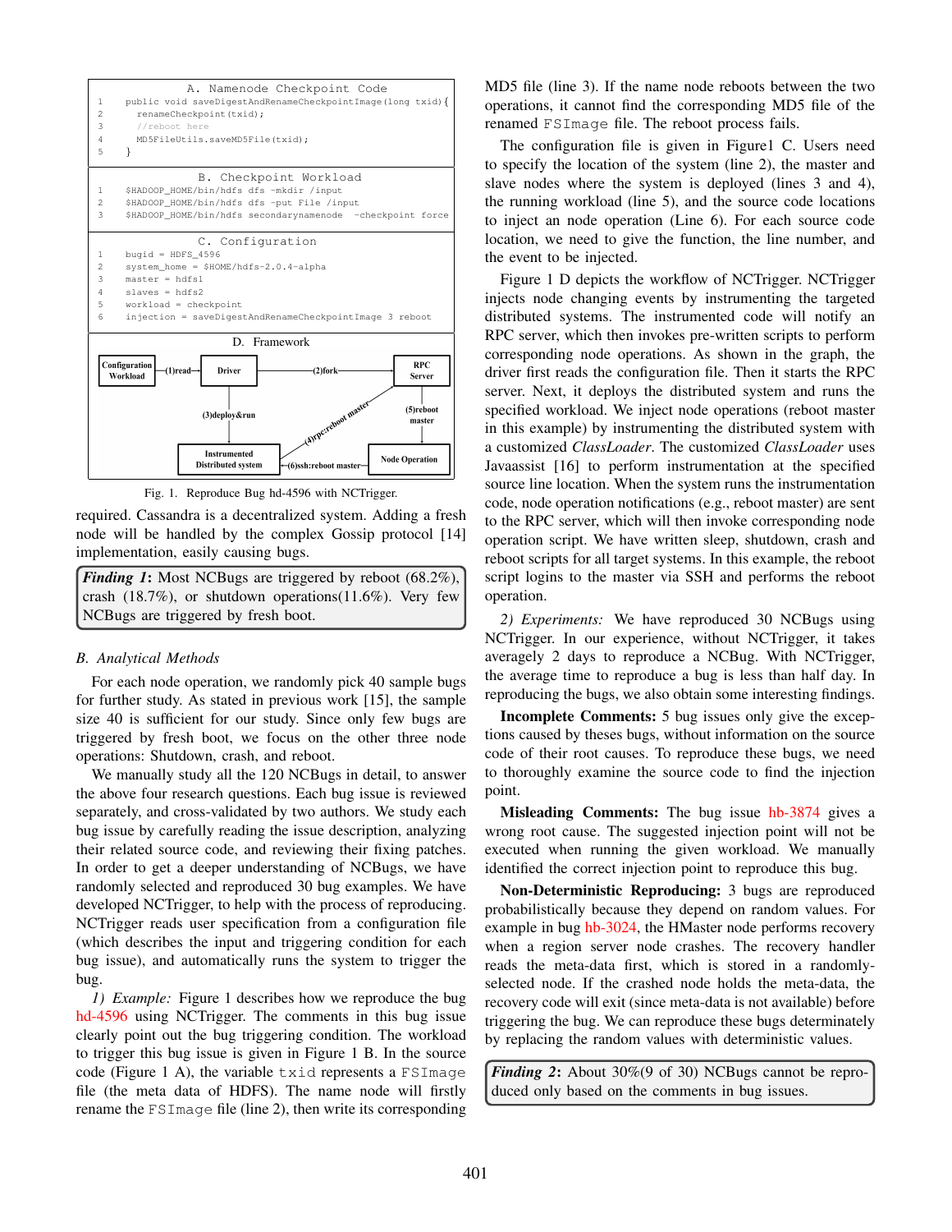**A. Namenode Checkpoint Code**

```
1   public void saveDigestAndRenameCheckpointImage(long txid){
2     renameCheckpoint(txid);
3     //reboot here
4     MD5FileUtils.saveMD5File(txid);
5   }
```

**B. Checkpoint Workload**

```
1   $HADOOP_HOME/bin/hdfs dfs -mkdir /input
2   $HADOOP_HOME/bin/hdfs dfs -put File /input
3   $HADOOP_HOME/bin/hdfs secondarynamenode  -checkpoint force
```

**C. Configuration**

```
1   bugid = HDFS_4596
2   system_home = $HOME/hdfs-2.0.4-alpha
3   master = hdfs1
4   slaves = hdfs2
5   workload = checkpoint
6   injection = saveDigestAndRenameCheckpointImage 3 reboot
```

**D. Framework**

Configuration Workload —(1)read→ Driver —(2)fork— RPC Server; Driver —(3)deploy&run— Instrumented Distributed system; Instrumented Distributed system —(4)rpc:reboot master→ RPC Server —(5)reboot master→ Node Operation —(6)ssh:reboot master→ Instrumented Distributed system

Fig. 1. Reproduce Bug hd-4596 with NCTrigger.

required. Cassandra is a decentralized system. Adding a fresh node will be handled by the complex Gossip protocol [14] implementation, easily causing bugs.

> ***Finding 1***: Most NCBugs are triggered by reboot (68.2%), crash (18.7%), or shutdown operations(11.6%). Very few NCBugs are triggered by fresh boot.

### B. Analytical Methods

For each node operation, we randomly pick 40 sample bugs for further study. As stated in previous work [15], the sample size 40 is sufficient for our study. Since only few bugs are triggered by fresh boot, we focus on the other three node operations: Shutdown, crash, and reboot.

We manually study all the 120 NCBugs in detail, to answer the above four research questions. Each bug issue is reviewed separately, and cross-validated by two authors. We study each bug issue by carefully reading the issue description, analyzing their related source code, and reviewing their fixing patches. In order to get a deeper understanding of NCBugs, we have randomly selected and reproduced 30 bug examples. We have developed NCTrigger, to help with the process of reproducing. NCTrigger reads user specification from a configuration file (which describes the input and triggering condition for each bug issue), and automatically runs the system to trigger the bug.

*1) Example:* Figure 1 describes how we reproduce the bug hd-4596 using NCTrigger. The comments in this bug issue clearly point out the bug triggering condition. The workload to trigger this bug issue is given in Figure 1 B. In the source code (Figure 1 A), the variable `txid` represents a `FSImage` file (the meta data of HDFS). The name node will firstly rename the `FSImage` file (line 2), then write its corresponding MD5 file (line 3). If the name node reboots between the two operations, it cannot find the corresponding MD5 file of the renamed `FSImage` file. The reboot process fails.

The configuration file is given in Figure1 C. Users need to specify the location of the system (line 2), the master and slave nodes where the system is deployed (lines 3 and 4), the running workload (line 5), and the source code locations to inject an node operation (Line 6). For each source code location, we need to give the function, the line number, and the event to be injected.

Figure 1 D depicts the workflow of NCTrigger. NCTrigger injects node changing events by instrumenting the targeted distributed systems. The instrumented code will notify an RPC server, which then invokes pre-written scripts to perform corresponding node operations. As shown in the graph, the driver first reads the configuration file. Then it starts the RPC server. Next, it deploys the distributed system and runs the specified workload. We inject node operations (reboot master in this example) by instrumenting the distributed system with a customized *ClassLoader*. The customized *ClassLoader* uses Javaassist [16] to perform instrumentation at the specified source line location. When the system runs the instrumentation code, node operation notifications (e.g., reboot master) are sent to the RPC server, which will then invoke corresponding node operation script. We have written sleep, shutdown, crash and reboot scripts for all target systems. In this example, the reboot script logins to the master via SSH and performs the reboot operation.

*2) Experiments:* We have reproduced 30 NCBugs using NCTrigger. In our experience, without NCTrigger, it takes averagely 2 days to reproduce a NCBug. With NCTrigger, the average time to reproduce a bug is less than half day. In reproducing the bugs, we also obtain some interesting findings.

**Incomplete Comments:** 5 bug issues only give the exceptions caused by theses bugs, without information on the source code of their root causes. To reproduce these bugs, we need to thoroughly examine the source code to find the injection point.

**Misleading Comments:** The bug issue hb-3874 gives a wrong root cause. The suggested injection point will not be executed when running the given workload. We manually identified the correct injection point to reproduce this bug.

**Non-Deterministic Reproducing:** 3 bugs are reproduced probabilistically because they depend on random values. For example in bug hb-3024, the HMaster node performs recovery when a region server node crashes. The recovery handler reads the meta-data first, which is stored in a randomly-selected node. If the crashed node holds the meta-data, the recovery code will exit (since meta-data is not available) before triggering the bug. We can reproduce these bugs determinately by replacing the random values with deterministic values.

> ***Finding 2***: About 30%(9 of 30) NCBugs cannot be reproduced only based on the comments in bug issues.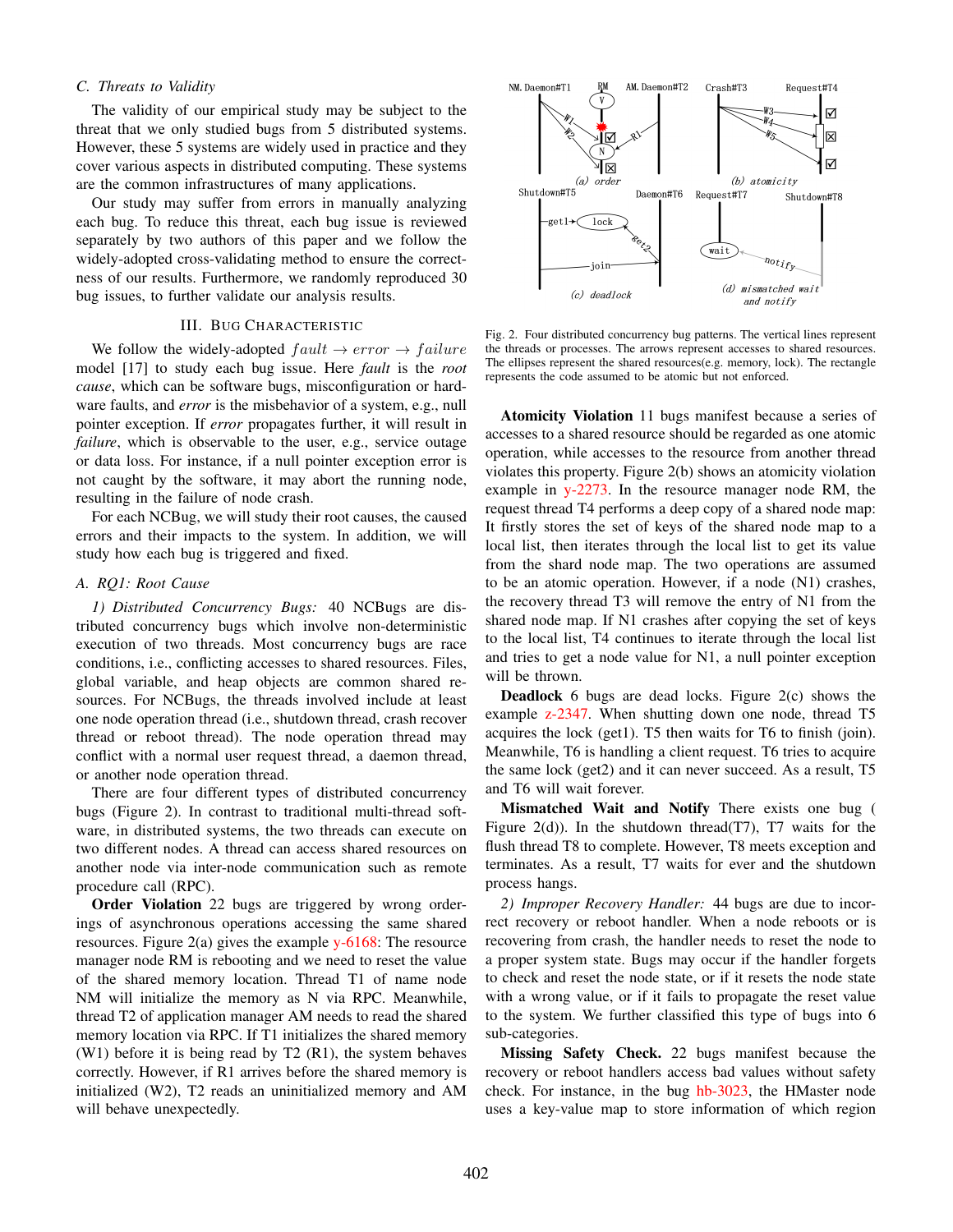### C. Threats to Validity

The validity of our empirical study may be subject to the threat that we only studied bugs from 5 distributed systems. However, these 5 systems are widely used in practice and they cover various aspects in distributed computing. These systems are the common infrastructures of many applications.

Our study may suffer from errors in manually analyzing each bug. To reduce this threat, each bug issue is reviewed separately by two authors of this paper and we follow the widely-adopted cross-validating method to ensure the correctness of our results. Furthermore, we randomly reproduced 30 bug issues, to further validate our analysis results.

## III. Bug Characteristic

We follow the widely-adopted $fault \rightarrow error \rightarrow failure$ model [17] to study each bug issue. Here *fault* is the *root cause*, which can be software bugs, misconfiguration or hardware faults, and *error* is the misbehavior of a system, e.g., null pointer exception. If *error* propagates further, it will result in *failure*, which is observable to the user, e.g., service outage or data loss. For instance, if a null pointer exception error is not caught by the software, it may abort the running node, resulting in the failure of node crash.

For each NCBug, we will study their root causes, the caused errors and their impacts to the system. In addition, we will study how each bug is triggered and fixed.

### A. RQ1: Root Cause

*1) Distributed Concurrency Bugs:* 40 NCBugs are distributed concurrency bugs which involve non-deterministic execution of two threads. Most concurrency bugs are race conditions, i.e., conflicting accesses to shared resources. Files, global variable, and heap objects are common shared resources. For NCBugs, the threads involved include at least one node operation thread (i.e., shutdown thread, crash recover thread or reboot thread). The node operation thread may conflict with a normal user request thread, a daemon thread, or another node operation thread.

There are four different types of distributed concurrency bugs (Figure 2). In contrast to traditional multi-thread software, in distributed systems, the two threads can execute on two different nodes. A thread can access shared resources on another node via inter-node communication such as remote procedure call (RPC).

**Order Violation** 22 bugs are triggered by wrong orderings of asynchronous operations accessing the same shared resources. Figure 2(a) gives the example y-6168: The resource manager node RM is rebooting and we need to reset the value of the shared memory location. Thread T1 of name node NM will initialize the memory as N via RPC. Meanwhile, thread T2 of application manager AM needs to read the shared memory location via RPC. If T1 initializes the shared memory (W1) before it is being read by T2 (R1), the system behaves correctly. However, if R1 arrives before the shared memory is initialized (W2), T2 reads an uninitialized memory and AM will behave unexpectedly.

Fig. 2. Four distributed concurrency bug patterns. The vertical lines represent the threads or processes. The arrows represent accesses to shared resources. The ellipses represent the shared resources(e.g. memory, lock). The rectangle represents the code assumed to be atomic but not enforced.

**Atomicity Violation** 11 bugs manifest because a series of accesses to a shared resource should be regarded as one atomic operation, while accesses to the resource from another thread violates this property. Figure 2(b) shows an atomicity violation example in y-2273. In the resource manager node RM, the request thread T4 performs a deep copy of a shared node map: It firstly stores the set of keys of the shared node map to a local list, then iterates through the local list to get its value from the shard node map. The two operations are assumed to be an atomic operation. However, if a node (N1) crashes, the recovery thread T3 will remove the entry of N1 from the shared node map. If N1 crashes after copying the set of keys to the local list, T4 continues to iterate through the local list and tries to get a node value for N1, a null pointer exception will be thrown.

**Deadlock** 6 bugs are dead locks. Figure 2(c) shows the example z-2347. When shutting down one node, thread T5 acquires the lock (get1). T5 then waits for T6 to finish (join). Meanwhile, T6 is handling a client request. T6 tries to acquire the same lock (get2) and it can never succeed. As a result, T5 and T6 will wait forever.

**Mismatched Wait and Notify** There exists one bug ( Figure 2(d)). In the shutdown thread(T7), T7 waits for the flush thread T8 to complete. However, T8 meets exception and terminates. As a result, T7 waits for ever and the shutdown process hangs.

*2) Improper Recovery Handler:* 44 bugs are due to incorrect recovery or reboot handler. When a node reboots or is recovering from crash, the handler needs to reset the node to a proper system state. Bugs may occur if the handler forgets to check and reset the node state, or if it resets the node state with a wrong value, or if it fails to propagate the reset value to the system. We further classified this type of bugs into 6 sub-categories.

**Missing Safety Check.** 22 bugs manifest because the recovery or reboot handlers access bad values without safety check. For instance, in the bug hb-3023, the HMaster node uses a key-value map to store information of which region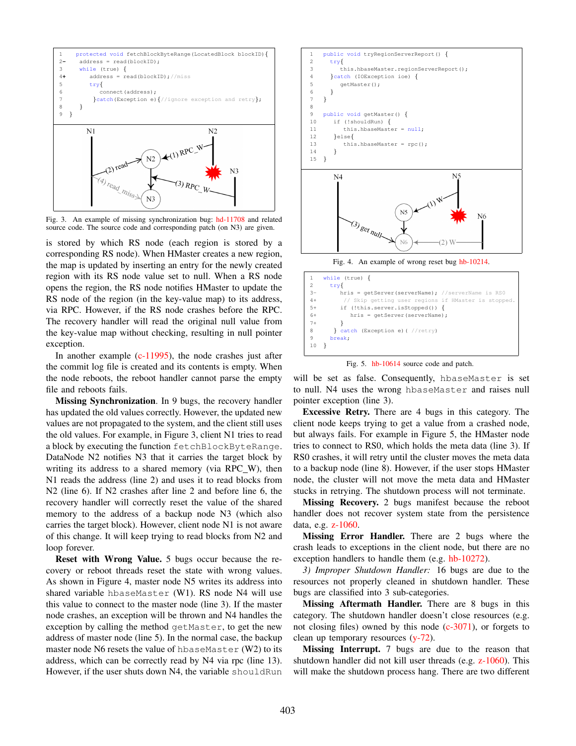```
1   protected void fetchBlockByteRange(LocatedBlock blockID){
2-    address = read(blockID);
3     while (true) {
4+      address = read(blockID);//miss
5       try{
6         connect(address);
7       }catch(Exception e){//ignore exception and retry};
8     }
9   }
```

Fig. 3. An example of missing synchronization bug: hd-11708 and related source code. The source code and corresponding patch (on N3) are given.

```
1   public void tryRegionServerReport() {
2     try{
3       this.hbaseMaster.regionServerReport();
4     }catch (IOException ioe) {
5       getMaster();
6     }
7   }
8
9   public void getMaster() {
10    if (!shouldRun) {
11      this.hbaseMaster = null;
12    }else{
13      this.hbaseMaster = rpc();
14    }
15  }
```

Fig. 4. An example of wrong reset bug hb-10214.

```
1   while (true) {
2     try{
3-      hris = getServer(serverName); //serverName is RS0
4+      // Skip getting user regions if HMaster is stopped.
5+      if (!this.server.isStopped()) {
6+        hris = getServer(serverName);
7+      }
8     } catch (Exception e)( //retry)
9     break;
10  }
```

Fig. 5. hb-10614 source code and patch.

is stored by which RS node (each region is stored by a corresponding RS node). When HMaster creates a new region, the map is updated by inserting an entry for the newly created region with its RS node value set to null. When a RS node opens the region, the RS node notifies HMaster to update the RS node of the region (in the key-value map) to its address, via RPC. However, if the RS node crashes before the RPC. The recovery handler will read the original null value from the key-value map without checking, resulting in null pointer exception.

In another example (c-11995), the node crashes just after the commit log file is created and its contents is empty. When the node reboots, the reboot handler cannot parse the empty file and reboots fails.

**Missing Synchronization**. In 9 bugs, the recovery handler has updated the old values correctly. However, the updated new values are not propagated to the system, and the client still uses the old values. For example, in Figure 3, client N1 tries to read a block by executing the function `fetchBlockByteRange`. DataNode N2 notifies N3 that it carries the target block by writing its address to a shared memory (via RPC_W), then N1 reads the address (line 2) and uses it to read blocks from N2 (line 6). If N2 crashes after line 2 and before line 6, the recovery handler will correctly reset the value of the shared memory to the address of a backup node N3 (which also carries the target block). However, client node N1 is not aware of this change. It will keep trying to read blocks from N2 and loop forever.

**Reset with Wrong Value.** 5 bugs occur because the recovery or reboot threads reset the state with wrong values. As shown in Figure 4, master node N5 writes its address into shared variable `hbaseMaster` (W1). RS node N4 will use this value to connect to the master node (line 3). If the master node crashes, an exception will be thrown and N4 handles the exception by calling the method `getMaster`, to get the new address of master node (line 5). In the normal case, the backup master node N6 resets the value of `hbaseMaster` (W2) to its address, which can be correctly read by N4 via rpc (line 13). However, if the user shuts down N4, the variable `shouldRun` will be set as false. Consequently, `hbaseMaster` is set to null. N4 uses the wrong `hbaseMaster` and raises null pointer exception (line 3).

**Excessive Retry.** There are 4 bugs in this category. The client node keeps trying to get a value from a crashed node, but always fails. For example in Figure 5, the HMaster node tries to connect to RS0, which holds the meta data (line 3). If RS0 crashes, it will retry until the cluster moves the meta data to a backup node (line 8). However, if the user stops HMaster node, the cluster will not move the meta data and HMaster stucks in retrying. The shutdown process will not terminate.

**Missing Recovery.** 2 bugs manifest because the reboot handler does not recover system state from the persistence data, e.g. z-1060.

**Missing Error Handler.** There are 2 bugs where the crash leads to exceptions in the client node, but there are no exception handlers to handle them (e.g. hb-10272).

*3) Improper Shutdown Handler:* 16 bugs are due to the resources not properly cleaned in shutdown handler. These bugs are classified into 3 sub-categories.

**Missing Aftermath Handler.** There are 8 bugs in this category. The shutdown handler doesn't close resources (e.g. not closing files) owned by this node (c-3071), or forgets to clean up temporary resources (y-72).

**Missing Interrupt.** 7 bugs are due to the reason that shutdown handler did not kill user threads (e.g. z-1060). This will make the shutdown process hang. There are two different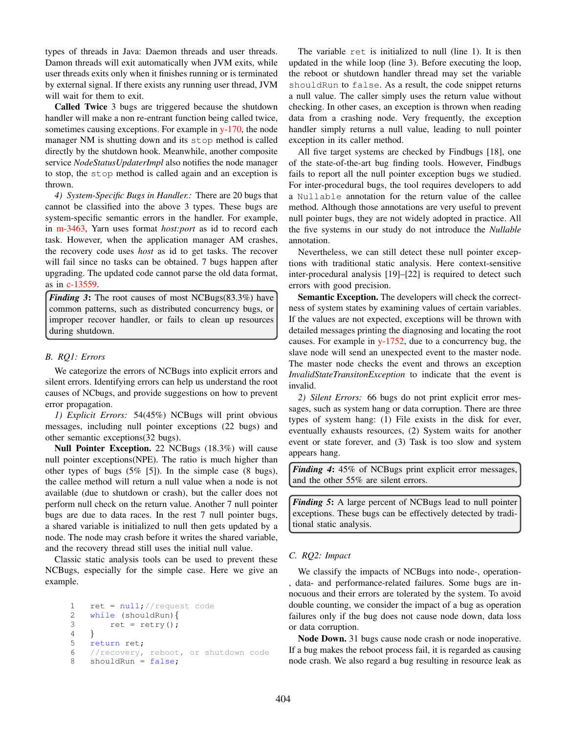types of threads in Java: Daemon threads and user threads. Damon threads will exit automatically when JVM exits, while user threads exits only when it finishes running or is terminated by external signal. If there exists any running user thread, JVM will wait for them to exit.

**Called Twice** 3 bugs are triggered because the shutdown handler will make a non re-entrant function being called twice, sometimes causing exceptions. For example in y-170, the node manager NM is shutting down and its `stop` method is called directly by the shutdown hook. Meanwhile, another composite service *NodeStatusUpdaterImpl* also notifies the node manager to stop, the `stop` method is called again and an exception is thrown.

*4) System-Specific Bugs in Handler.:* There are 20 bugs that cannot be classified into the above 3 types. These bugs are system-specific semantic errors in the handler. For example, in m-3463, Yarn uses format *host:port* as id to record each task. However, when the application manager AM crashes, the recovery code uses *host* as id to get tasks. The recover will fail since no tasks can be obtained. 7 bugs happen after upgrading. The updated code cannot parse the old data format, as in c-13559.

> ***Finding 3***: The root causes of most NCBugs(83.3%) have common patterns, such as distributed concurrency bugs, or improper recover handler, or fails to clean up resources during shutdown.

### B. RQ1: Errors

We categorize the errors of NCBugs into explicit errors and silent errors. Identifying errors can help us understand the root causes of NCbugs, and provide suggestions on how to prevent error propagation.

*1) Explicit Errors:* 54(45%) NCBugs will print obvious messages, including null pointer exceptions (22 bugs) and other semantic exceptions(32 bugs).

**Null Pointer Exception.** 22 NCBugs (18.3%) will cause null pointer exceptions(NPE). The ratio is much higher than other types of bugs (5% [5]). In the simple case (8 bugs), the callee method will return a null value when a node is not available (due to shutdown or crash), but the caller does not perform null check on the return value. Another 7 null pointer bugs are due to data races. In the rest 7 null pointer bugs, a shared variable is initialized to null then gets updated by a node. The node may crash before it writes the shared variable, and the recovery thread still uses the initial null value.

Classic static analysis tools can be used to prevent these NCBugs, especially for the simple case. Here we give an example.

```
1    ret = null;//request code
2    while (shouldRun){
3        ret = retry();
4    }
5    return ret;
6    //recovery, reboot, or shutdown code
8    shouldRun = false;
```

The variable `ret` is initialized to null (line 1). It is then updated in the while loop (line 3). Before executing the loop, the reboot or shutdown handler thread may set the variable `shouldRun` to `false`. As a result, the code snippet returns a null value. The caller simply uses the return value without checking. In other cases, an exception is thrown when reading data from a crashing node. Very frequently, the exception handler simply returns a null value, leading to null pointer exception in its caller method.

All five target systems are checked by Findbugs [18], one of the state-of-the-art bug finding tools. However, Findbugs fails to report all the null pointer exception bugs we studied. For inter-procedural bugs, the tool requires developers to add a `Nullable` annotation for the return value of the callee method. Although those annotations are very useful to prevent null pointer bugs, they are not widely adopted in practice. All the five systems in our study do not introduce the *Nullable* annotation.

Nevertheless, we can still detect these null pointer exceptions with traditional static analysis. Here context-sensitive inter-procedural analysis [19]–[22] is required to detect such errors with good precision.

**Semantic Exception.** The developers will check the correctness of system states by examining values of certain variables. If the values are not expected, exceptions will be thrown with detailed messages printing the diagnosing and locating the root causes. For example in y-1752, due to a concurrency bug, the slave node will send an unexpected event to the master node. The master node checks the event and throws an exception *InvalidStateTransitonException* to indicate that the event is invalid.

*2) Silent Errors:* 66 bugs do not print explicit error messages, such as system hang or data corruption. There are three types of system hang: (1) File exists in the disk for ever, eventually exhausts resources, (2) System waits for another event or state forever, and (3) Task is too slow and system appears hang.

> ***Finding 4***: 45% of NCBugs print explicit error messages, and the other 55% are silent errors.

> ***Finding 5***: A large percent of NCBugs lead to null pointer exceptions. These bugs can be effectively detected by traditional static analysis.

### C. RQ2: Impact

We classify the impacts of NCBugs into node-, operation-, data- and performance-related failures. Some bugs are innocuous and their errors are tolerated by the system. To avoid double counting, we consider the impact of a bug as operation failures only if the bug does not cause node down, data loss or data corruption.

**Node Down.** 31 bugs cause node crash or node inoperative. If a bug makes the reboot process fail, it is regarded as causing node crash. We also regard a bug resulting in resource leak as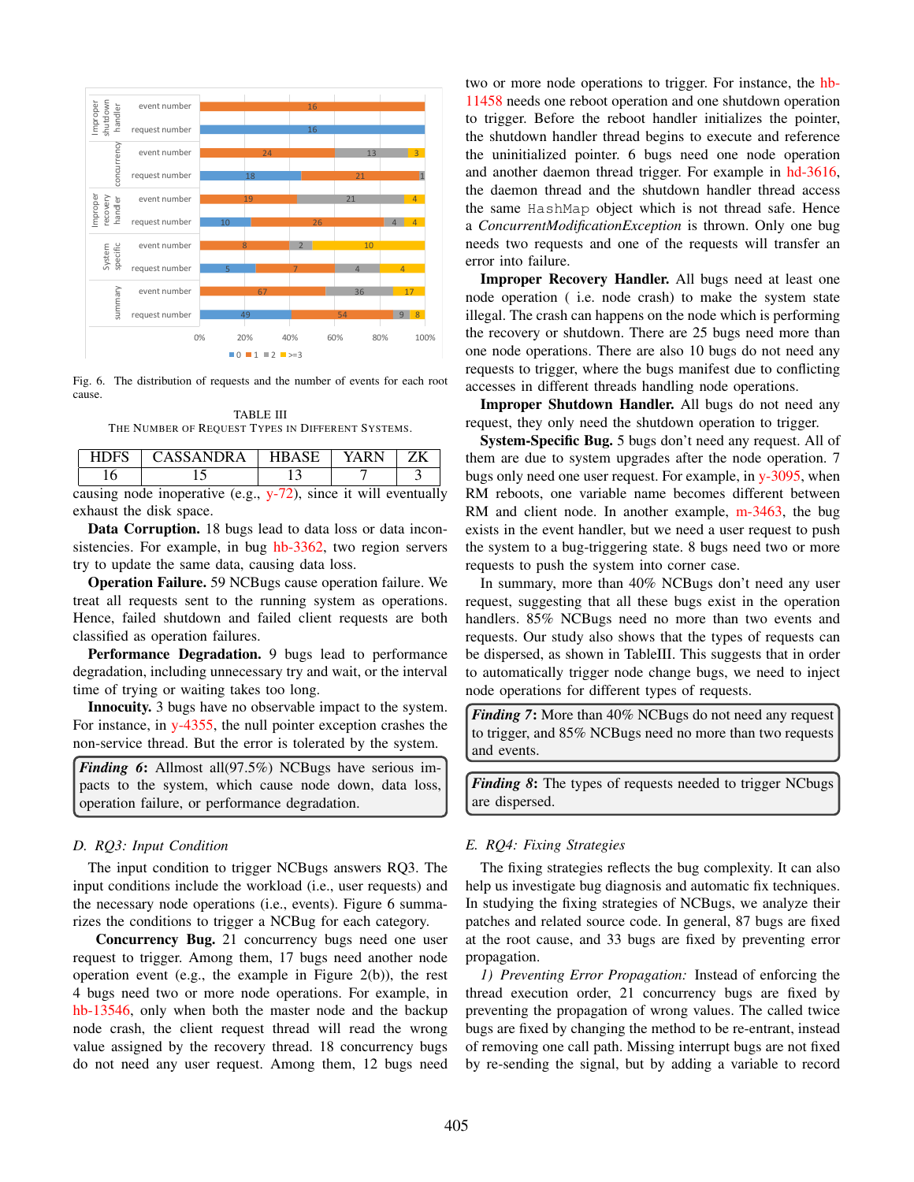Fig. 6. The distribution of requests and the number of events for each root cause.

TABLE III
THE NUMBER OF REQUEST TYPES IN DIFFERENT SYSTEMS.

| HDFS | CASSANDRA | HBASE | YARN | ZK |
|---|---|---|---|---|
| 16 | 15 | 13 | 7 | 3 |

causing node inoperative (e.g., y-72), since it will eventually exhaust the disk space.

**Data Corruption.** 18 bugs lead to data loss or data inconsistencies. For example, in bug hb-3362, two region servers try to update the same data, causing data loss.

**Operation Failure.** 59 NCBugs cause operation failure. We treat all requests sent to the running system as operations. Hence, failed shutdown and failed client requests are both classified as operation failures.

**Performance Degradation.** 9 bugs lead to performance degradation, including unnecessary try and wait, or the interval time of trying or waiting takes too long.

**Innocuity.** 3 bugs have no observable impact to the system. For instance, in y-4355, the null pointer exception crashes the non-service thread. But the error is tolerated by the system.

> ***Finding 6*:** Allmost all(97.5%) NCBugs have serious impacts to the system, which cause node down, data loss, operation failure, or performance degradation.

### D. RQ3: Input Condition

The input condition to trigger NCBugs answers RQ3. The input conditions include the workload (i.e., user requests) and the necessary node operations (i.e., events). Figure 6 summarizes the conditions to trigger a NCBug for each category.

**Concurrency Bug.** 21 concurrency bugs need one user request to trigger. Among them, 17 bugs need another node operation event (e.g., the example in Figure 2(b)), the rest 4 bugs need two or more node operations. For example, in hb-13546, only when both the master node and the backup node crash, the client request thread will read the wrong value assigned by the recovery thread. 18 concurrency bugs do not need any user request. Among them, 12 bugs need two or more node operations to trigger. For instance, the hb-11458 needs one reboot operation and one shutdown operation to trigger. Before the reboot handler initializes the pointer, the shutdown handler thread begins to execute and reference the uninitialized pointer. 6 bugs need one node operation and another daemon thread trigger. For example in hd-3616, the daemon thread and the shutdown handler thread access the same `HashMap` object which is not thread safe. Hence a *ConcurrentModificationException* is thrown. Only one bug needs two requests and one of the requests will transfer an error into failure.

**Improper Recovery Handler.** All bugs need at least one node operation ( i.e. node crash) to make the system state illegal. The crash can happens on the node which is performing the recovery or shutdown. There are 25 bugs need more than one node operations. There are also 10 bugs do not need any requests to trigger, where the bugs manifest due to conflicting accesses in different threads handling node operations.

**Improper Shutdown Handler.** All bugs do not need any request, they only need the shutdown operation to trigger.

**System-Specific Bug.** 5 bugs don't need any request. All of them are due to system upgrades after the node operation. 7 bugs only need one user request. For example, in y-3095, when RM reboots, one variable name becomes different between RM and client node. In another example, m-3463, the bug exists in the event handler, but we need a user request to push the system to a bug-triggering state. 8 bugs need two or more requests to push the system into corner case.

In summary, more than 40% NCBugs don't need any user request, suggesting that all these bugs exist in the operation handlers. 85% NCBugs need no more than two events and requests. Our study also shows that the types of requests can be dispersed, as shown in TableIII. This suggests that in order to automatically trigger node change bugs, we need to inject node operations for different types of requests.

> ***Finding 7*:** More than 40% NCBugs do not need any request to trigger, and 85% NCBugs need no more than two requests and events.

> ***Finding 8*:** The types of requests needed to trigger NCbugs are dispersed.

### E. RQ4: Fixing Strategies

The fixing strategies reflects the bug complexity. It can also help us investigate bug diagnosis and automatic fix techniques. In studying the fixing strategies of NCBugs, we analyze their patches and related source code. In general, 87 bugs are fixed at the root cause, and 33 bugs are fixed by preventing error propagation.

*1) Preventing Error Propagation:* Instead of enforcing the thread execution order, 21 concurrency bugs are fixed by preventing the propagation of wrong values. The called twice bugs are fixed by changing the method to be re-entrant, instead of removing one call path. Missing interrupt bugs are not fixed by re-sending the signal, but by adding a variable to record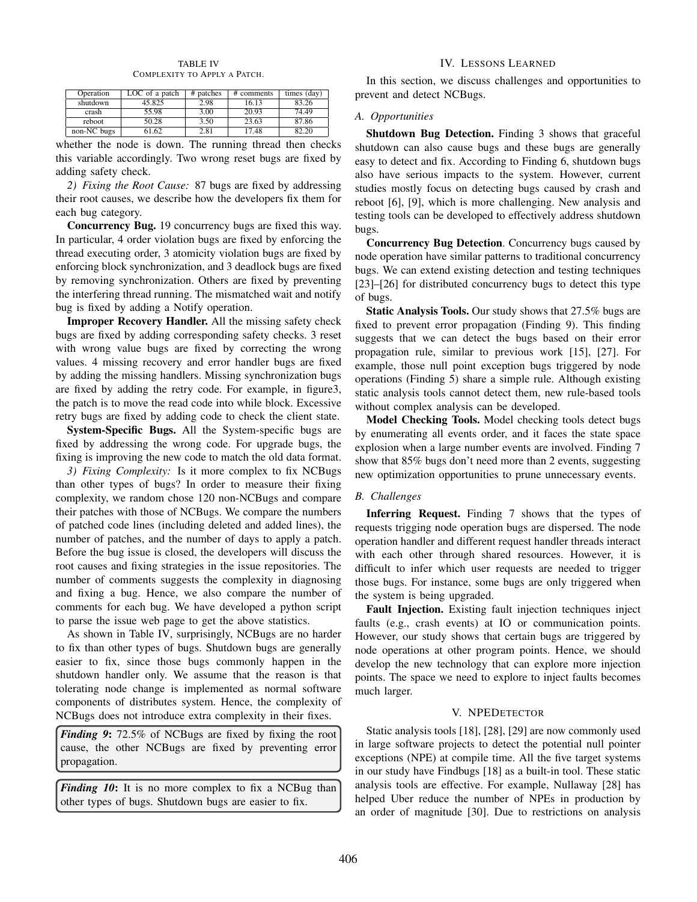TABLE IV
COMPLEXITY TO APPLY A PATCH.

| Operation | LOC of a patch | # patches | # comments | times (day) |
|---|---|---|---|---|
| shutdown | 45.825 | 2.98 | 16.13 | 83.26 |
| crash | 55.98 | 3.00 | 20.93 | 74.49 |
| reboot | 50.28 | 3.50 | 23.63 | 87.86 |
| non-NC bugs | 61.62 | 2.81 | 17.48 | 82.20 |

whether the node is down. The running thread then checks this variable accordingly. Two wrong reset bugs are fixed by adding safety check.

*2) Fixing the Root Cause:* 87 bugs are fixed by addressing their root causes, we describe how the developers fix them for each bug category.

**Concurrency Bug.** 19 concurrency bugs are fixed this way. In particular, 4 order violation bugs are fixed by enforcing the thread executing order, 3 atomicity violation bugs are fixed by enforcing block synchronization, and 3 deadlock bugs are fixed by removing synchronization. Others are fixed by preventing the interfering thread running. The mismatched wait and notify bug is fixed by adding a Notify operation.

**Improper Recovery Handler.** All the missing safety check bugs are fixed by adding corresponding safety checks. 3 reset with wrong value bugs are fixed by correcting the wrong values. 4 missing recovery and error handler bugs are fixed by adding the missing handlers. Missing synchronization bugs are fixed by adding the retry code. For example, in figure3, the patch is to move the read code into while block. Excessive retry bugs are fixed by adding code to check the client state.

**System-Specific Bugs.** All the System-specific bugs are fixed by addressing the wrong code. For upgrade bugs, the fixing is improving the new code to match the old data format.

*3) Fixing Complexity:* Is it more complex to fix NCBugs than other types of bugs? In order to measure their fixing complexity, we random chose 120 non-NCBugs and compare their patches with those of NCBugs. We compare the numbers of patched code lines (including deleted and added lines), the number of patches, and the number of days to apply a patch. Before the bug issue is closed, the developers will discuss the root causes and fixing strategies in the issue repositories. The number of comments suggests the complexity in diagnosing and fixing a bug. Hence, we also compare the number of comments for each bug. We have developed a python script to parse the issue web page to get the above statistics.

As shown in Table IV, surprisingly, NCBugs are no harder to fix than other types of bugs. Shutdown bugs are generally easier to fix, since those bugs commonly happen in the shutdown handler only. We assume that the reason is that tolerating node change is implemented as normal software components of distributes system. Hence, the complexity of NCBugs does not introduce extra complexity in their fixes.

> ***Finding 9***: 72.5% of NCBugs are fixed by fixing the root cause, the other NCBugs are fixed by preventing error propagation.

> ***Finding 10***: It is no more complex to fix a NCBug than other types of bugs. Shutdown bugs are easier to fix.

## IV. Lessons Learned

In this section, we discuss challenges and opportunities to prevent and detect NCBugs.

### A. Opportunities

**Shutdown Bug Detection.** Finding 3 shows that graceful shutdown can also cause bugs and these bugs are generally easy to detect and fix. According to Finding 6, shutdown bugs also have serious impacts to the system. However, current studies mostly focus on detecting bugs caused by crash and reboot [6], [9], which is more challenging. New analysis and testing tools can be developed to effectively address shutdown bugs.

**Concurrency Bug Detection**. Concurrency bugs caused by node operation have similar patterns to traditional concurrency bugs. We can extend existing detection and testing techniques [23]–[26] for distributed concurrency bugs to detect this type of bugs.

**Static Analysis Tools.** Our study shows that 27.5% bugs are fixed to prevent error propagation (Finding 9). This finding suggests that we can detect the bugs based on their error propagation rule, similar to previous work [15], [27]. For example, those null point exception bugs triggered by node operations (Finding 5) share a simple rule. Although existing static analysis tools cannot detect them, new rule-based tools without complex analysis can be developed.

**Model Checking Tools.** Model checking tools detect bugs by enumerating all events order, and it faces the state space explosion when a large number events are involved. Finding 7 show that 85% bugs don't need more than 2 events, suggesting new optimization opportunities to prune unnecessary events.

### B. Challenges

**Inferring Request.** Finding 7 shows that the types of requests trigging node operation bugs are dispersed. The node operation handler and different request handler threads interact with each other through shared resources. However, it is difficult to infer which user requests are needed to trigger those bugs. For instance, some bugs are only triggered when the system is being upgraded.

**Fault Injection.** Existing fault injection techniques inject faults (e.g., crash events) at IO or communication points. However, our study shows that certain bugs are triggered by node operations at other program points. Hence, we should develop the new technology that can explore more injection points. The space we need to explore to inject faults becomes much larger.

## V. NPEDetector

Static analysis tools [18], [28], [29] are now commonly used in large software projects to detect the potential null pointer exceptions (NPE) at compile time. All the five target systems in our study have Findbugs [18] as a built-in tool. These static analysis tools are effective. For example, Nullaway [28] has helped Uber reduce the number of NPEs in production by an order of magnitude [30]. Due to restrictions on analysis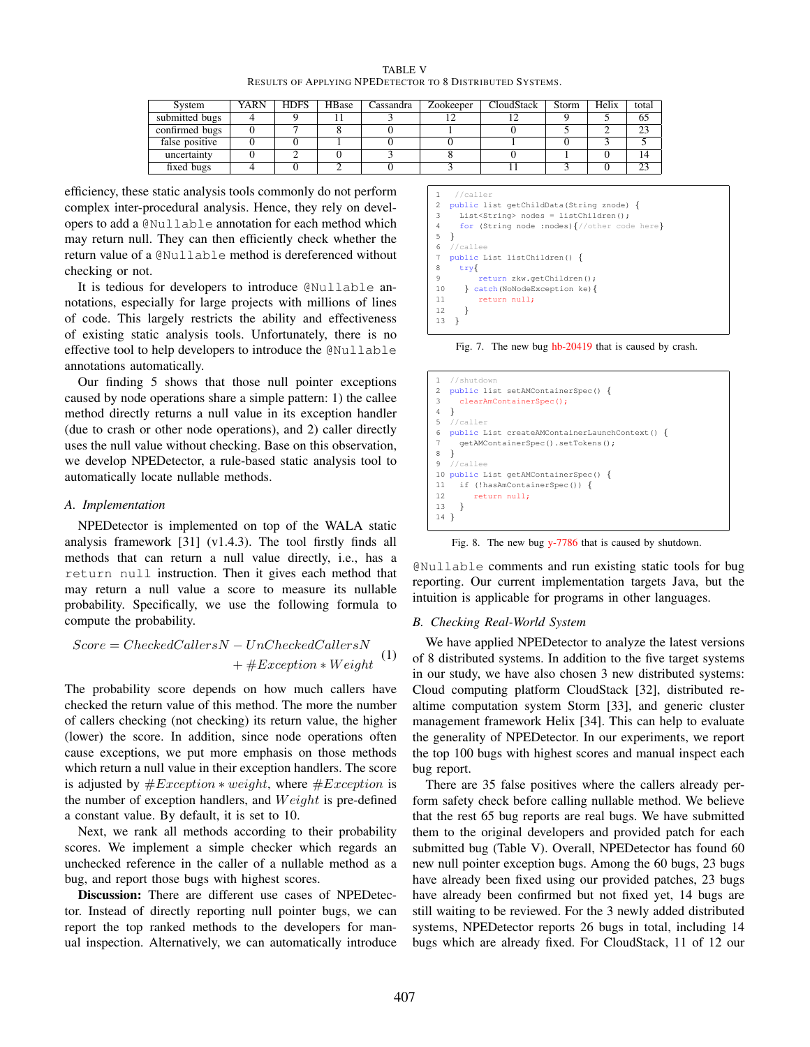TABLE V
RESULTS OF APPLYING NPEDETECTOR TO 8 DISTRIBUTED SYSTEMS.

| System | YARN | HDFS | HBase | Cassandra | Zookeeper | CloudStack | Storm | Helix | total |
|---|---|---|---|---|---|---|---|---|---|
| submitted bugs | 4 | 9 | 11 | 3 | 12 | 12 | 9 | 5 | 65 |
| confirmed bugs | 0 | 7 | 8 | 0 | 1 | 0 | 5 | 2 | 23 |
| false positive | 0 | 0 | 1 | 0 | 0 | 1 | 0 | 3 | 5 |
| uncertainty | 0 | 2 | 0 | 3 | 8 | 0 | 1 | 0 | 14 |
| fixed bugs | 4 | 0 | 2 | 0 | 3 | 11 | 3 | 0 | 23 |

efficiency, these static analysis tools commonly do not perform complex inter-procedural analysis. Hence, they rely on developers to add a `@Nullable` annotation for each method which may return null. They can then efficiently check whether the return value of a `@Nullable` method is dereferenced without checking or not.

It is tedious for developers to introduce `@Nullable` annotations, especially for large projects with millions of lines of code. This largely restricts the ability and effectiveness of existing static analysis tools. Unfortunately, there is no effective tool to help developers to introduce the `@Nullable` annotations automatically.

Our finding 5 shows that those null pointer exceptions caused by node operations share a simple pattern: 1) the callee method directly returns a null value in its exception handler (due to crash or other node operations), and 2) caller directly uses the null value without checking. Base on this observation, we develop NPEDetector, a rule-based static analysis tool to automatically locate nullable methods.

### A. Implementation

NPEDetector is implemented on top of the WALA static analysis framework [31] (v1.4.3). The tool firstly finds all methods that can return a null value directly, i.e., has a `return null` instruction. Then it gives each method that may return a null value a score to measure its nullable probability. Specifically, we use the following formula to compute the probability.

$$Score = CheckedCallersN - UnCheckedCallersN + \#Exception * Weight \quad (1)$$

The probability score depends on how much callers have checked the return value of this method. The more the number of callers checking (not checking) its return value, the higher (lower) the score. In addition, since node operations often cause exceptions, we put more emphasis on those methods which return a null value in their exception handlers. The score is adjusted by $\#Exception * weight$, where $\#Exception$ is the number of exception handlers, and $Weight$ is pre-defined a constant value. By default, it is set to 10.

Next, we rank all methods according to their probability scores. We implement a simple checker which regards an unchecked reference in the caller of a nullable method as a bug, and report those bugs with highest scores.

**Discussion:** There are different use cases of NPEDetector. Instead of directly reporting null pointer bugs, we can report the top ranked methods to the developers for manual inspection. Alternatively, we can automatically introduce `@Nullable` comments and run existing static tools for bug reporting. Our current implementation targets Java, but the intuition is applicable for programs in other languages.

```
1  //caller
2  public list getChildData(String znode) {
3    List<String> nodes = listChildren();
4    for (String node :nodes){//other code here}
5  }
6  //callee
7  public List listChildren() {
8    try{
9        return zkw.getChildren();
10   } catch(NoNodeException ke){
11       return null;
12   }
13 }
```

Fig. 7. The new bug hb-20419 that is caused by crash.

```
1  //shutdown
2  public list setAMContainerSpec() {
3    clearAmContainerSpec();
4  }
5  //caller
6  public List createAMContainerLaunchContext() {
7    getAMContainerSpec().setTokens();
8  }
9  //callee
10 public List getAMContainerSpec() {
11   if (!hasAmContainerSpec()) {
12      return null;
13   }
14 }
```

Fig. 8. The new bug y-7786 that is caused by shutdown.

### B. Checking Real-World System

We have applied NPEDetector to analyze the latest versions of 8 distributed systems. In addition to the five target systems in our study, we have also chosen 3 new distributed systems: Cloud computing platform CloudStack [32], distributed realtime computation system Storm [33], and generic cluster management framework Helix [34]. This can help to evaluate the generality of NPEDetector. In our experiments, we report the top 100 bugs with highest scores and manual inspect each bug report.

There are 35 false positives where the callers already perform safety check before calling nullable method. We believe that the rest 65 bug reports are real bugs. We have submitted them to the original developers and provided patch for each submitted bug (Table V). Overall, NPEDetector has found 60 new null pointer exception bugs. Among the 60 bugs, 23 bugs have already been fixed using our provided patches, 23 bugs have already been confirmed but not fixed yet, 14 bugs are still waiting to be reviewed. For the 3 newly added distributed systems, NPEDetector reports 26 bugs in total, including 14 bugs which are already fixed. For CloudStack, 11 of 12 our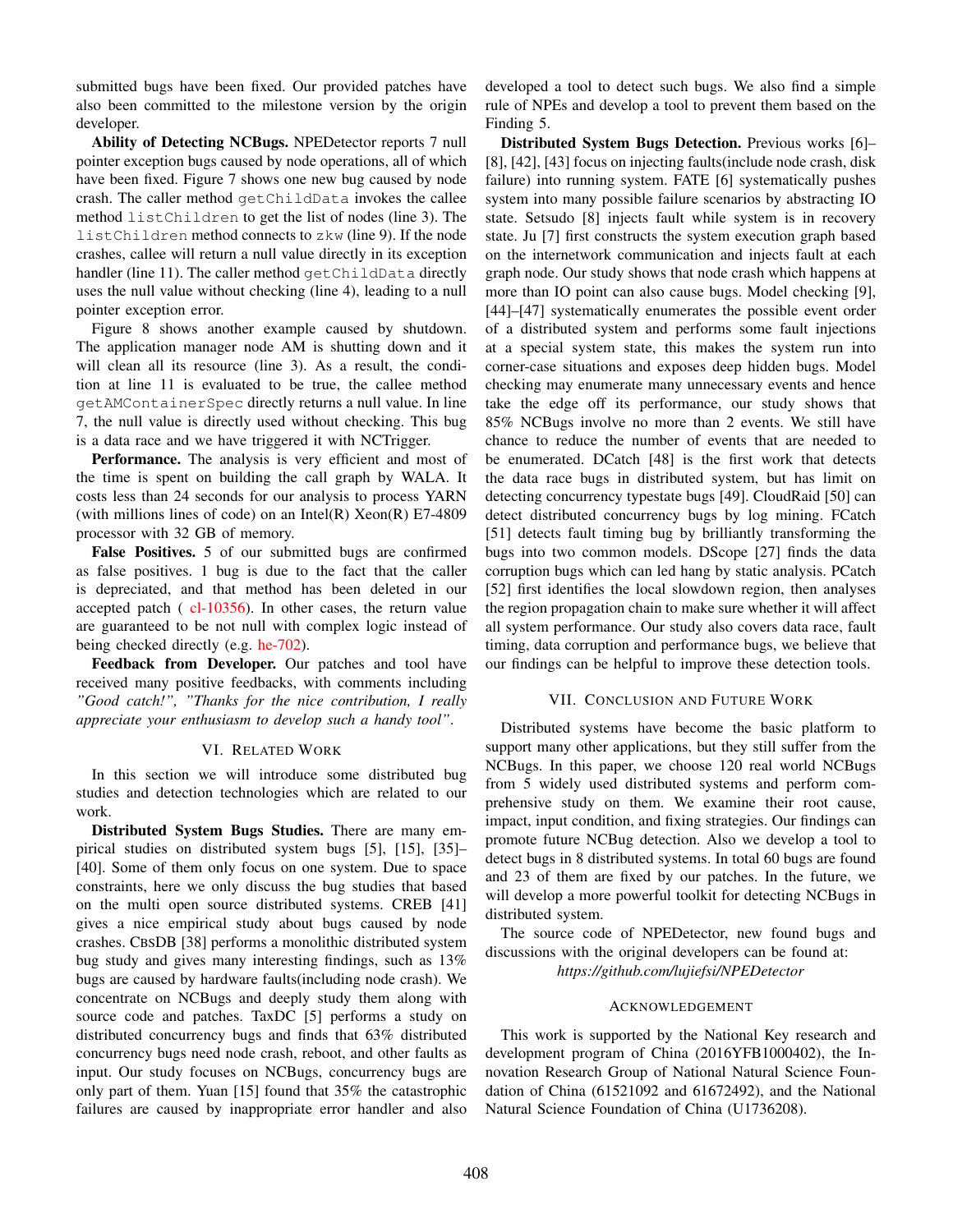submitted bugs have been fixed. Our provided patches have also been committed to the milestone version by the origin developer.

**Ability of Detecting NCBugs.** NPEDetector reports 7 null pointer exception bugs caused by node operations, all of which have been fixed. Figure 7 shows one new bug caused by node crash. The caller method `getChildData` invokes the callee method `listChildren` to get the list of nodes (line 3). The `listChildren` method connects to `zkw` (line 9). If the node crashes, callee will return a null value directly in its exception handler (line 11). The caller method `getChildData` directly uses the null value without checking (line 4), leading to a null pointer exception error.

Figure 8 shows another example caused by shutdown. The application manager node AM is shutting down and it will clean all its resource (line 3). As a result, the condition at line 11 is evaluated to be true, the callee method `getAMContainerSpec` directly returns a null value. In line 7, the null value is directly used without checking. This bug is a data race and we have triggered it with NCTrigger.

**Performance.** The analysis is very efficient and most of the time is spent on building the call graph by WALA. It costs less than 24 seconds for our analysis to process YARN (with millions lines of code) on an Intel(R) Xeon(R) E7-4809 processor with 32 GB of memory.

**False Positives.** 5 of our submitted bugs are confirmed as false positives. 1 bug is due to the fact that the caller is depreciated, and that method has been deleted in our accepted patch ( cl-10356). In other cases, the return value are guaranteed to be not null with complex logic instead of being checked directly (e.g. he-702).

**Feedback from Developer.** Our patches and tool have received many positive feedbacks, with comments including *"Good catch!", "Thanks for the nice contribution, I really appreciate your enthusiasm to develop such a handy tool"*.

## VI. Related Work

In this section we will introduce some distributed bug studies and detection technologies which are related to our work.

**Distributed System Bugs Studies.** There are many empirical studies on distributed system bugs [5], [15], [35]–[40]. Some of them only focus on one system. Due to space constraints, here we only discuss the bug studies that based on the multi open source distributed systems. CREB [41] gives a nice empirical study about bugs caused by node crashes. CBSDB [38] performs a monolithic distributed system bug study and gives many interesting findings, such as 13% bugs are caused by hardware faults(including node crash). We concentrate on NCBugs and deeply study them along with source code and patches. TaxDC [5] performs a study on distributed concurrency bugs and finds that 63% distributed concurrency bugs need node crash, reboot, and other faults as input. Our study focuses on NCBugs, concurrency bugs are only part of them. Yuan [15] found that 35% the catastrophic failures are caused by inappropriate error handler and also developed a tool to detect such bugs. We also find a simple rule of NPEs and develop a tool to prevent them based on the Finding 5.

**Distributed System Bugs Detection.** Previous works [6]–[8], [42], [43] focus on injecting faults(include node crash, disk failure) into running system. FATE [6] systematically pushes system into many possible failure scenarios by abstracting IO state. Setsudo [8] injects fault while system is in recovery state. Ju [7] first constructs the system execution graph based on the internetwork communication and injects fault at each graph node. Our study shows that node crash which happens at more than IO point can also cause bugs. Model checking [9], [44]–[47] systematically enumerates the possible event order of a distributed system and performs some fault injections at a special system state, this makes the system run into corner-case situations and exposes deep hidden bugs. Model checking may enumerate many unnecessary events and hence take the edge off its performance, our study shows that 85% NCBugs involve no more than 2 events. We still have chance to reduce the number of events that are needed to be enumerated. DCatch [48] is the first work that detects the data race bugs in distributed system, but has limit on detecting concurrency typestate bugs [49]. CloudRaid [50] can detect distributed concurrency bugs by log mining. FCatch [51] detects fault timing bug by brilliantly transforming the bugs into two common models. DScope [27] finds the data corruption bugs which can led hang by static analysis. PCatch [52] first identifies the local slowdown region, then analyses the region propagation chain to make sure whether it will affect all system performance. Our study also covers data race, fault timing, data corruption and performance bugs, we believe that our findings can be helpful to improve these detection tools.

## VII. Conclusion and Future Work

Distributed systems have become the basic platform to support many other applications, but they still suffer from the NCBugs. In this paper, we choose 120 real world NCBugs from 5 widely used distributed systems and perform comprehensive study on them. We examine their root cause, impact, input condition, and fixing strategies. Our findings can promote future NCBug detection. Also we develop a tool to detect bugs in 8 distributed systems. In total 60 bugs are found and 23 of them are fixed by our patches. In the future, we will develop a more powerful toolkit for detecting NCBugs in distributed system.

The source code of NPEDetector, new found bugs and discussions with the original developers can be found at:

*https://github.com/lujiefsi/NPEDetector*

## Acknowledgement

This work is supported by the National Key research and development program of China (2016YFB1000402), the Innovation Research Group of National Natural Science Foundation of China (61521092 and 61672492), and the National Natural Science Foundation of China (U1736208).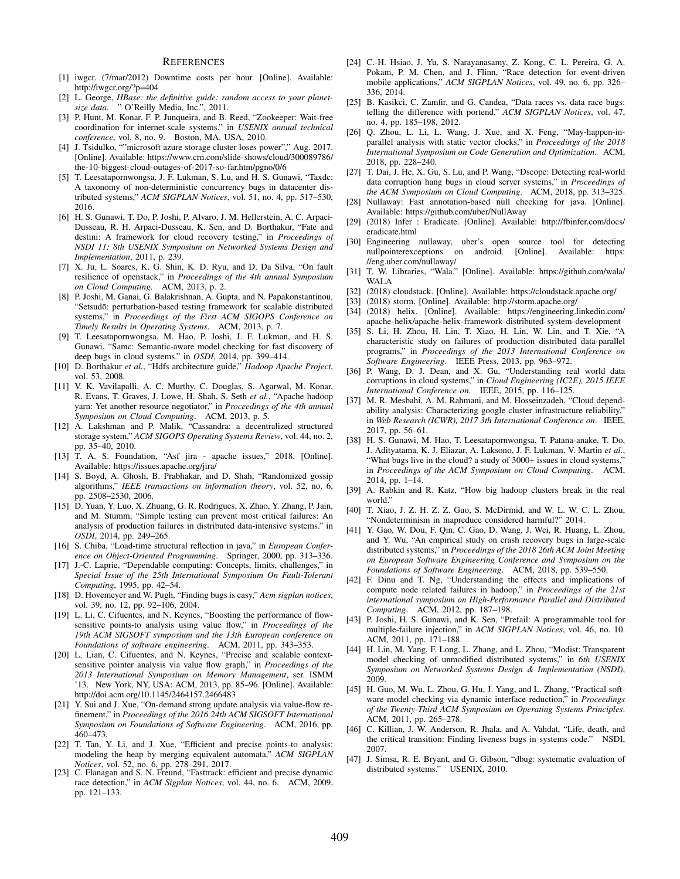# References

[1] iwgcr. (7/mar/2012) Downtime costs per hour. [Online]. Available: http://iwgcr.org/?p=404

[2] L. George, *HBase: the definitive guide: random access to your planet-size data*. " O'Reilly Media, Inc.", 2011.

[3] P. Hunt, M. Konar, F. P. Junqueira, and B. Reed, "Zookeeper: Wait-free coordination for internet-scale systems." in *USENIX annual technical conference*, vol. 8, no. 9. Boston, MA, USA, 2010.

[4] J. Tsidulko, ""microsoft azure storage cluster loses power"," Aug. 2017. [Online]. Available: https://www.crn.com/slide-shows/cloud/300089786/the-10-biggest-cloud-outages-of-2017-so-far.htm/pgno/0/6

[5] T. Leesatapornwongsa, J. F. Lukman, S. Lu, and H. S. Gunawi, "Taxdc: A taxonomy of non-deterministic concurrency bugs in datacenter distributed systems," *ACM SIGPLAN Notices*, vol. 51, no. 4, pp. 517–530, 2016.

[6] H. S. Gunawi, T. Do, P. Joshi, P. Alvaro, J. M. Hellerstein, A. C. Arpaci-Dusseau, R. H. Arpaci-Dusseau, K. Sen, and D. Borthakur, "Fate and destini: A framework for cloud recovery testing," in *Proceedings of NSDI 11: 8th USENIX Symposium on Networked Systems Design and Implementation*, 2011, p. 239.

[7] X. Ju, L. Soares, K. G. Shin, K. D. Ryu, and D. Da Silva, "On fault resilience of openstack," in *Proceedings of the 4th annual Symposium on Cloud Computing*. ACM, 2013, p. 2.

[8] P. Joshi, M. Ganai, G. Balakrishnan, A. Gupta, and N. Papakonstantinou, "Setsudō: perturbation-based testing framework for scalable distributed systems," in *Proceedings of the First ACM SIGOPS Conference on Timely Results in Operating Systems*. ACM, 2013, p. 7.

[9] T. Leesatapornwongsa, M. Hao, P. Joshi, J. F. Lukman, and H. S. Gunawi, "Samc: Semantic-aware model checking for fast discovery of deep bugs in cloud systems." in *OSDI*, 2014, pp. 399–414.

[10] D. Borthakur *et al.*, "Hdfs architecture guide," *Hadoop Apache Project*, vol. 53, 2008.

[11] V. K. Vavilapalli, A. C. Murthy, C. Douglas, S. Agarwal, M. Konar, R. Evans, T. Graves, J. Lowe, H. Shah, S. Seth *et al.*, "Apache hadoop yarn: Yet another resource negotiator," in *Proceedings of the 4th annual Symposium on Cloud Computing*. ACM, 2013, p. 5.

[12] A. Lakshman and P. Malik, "Cassandra: a decentralized structured storage system," *ACM SIGOPS Operating Systems Review*, vol. 44, no. 2, pp. 35–40, 2010.

[13] T. A. S. Foundation, "Asf jira - apache issues," 2018. [Online]. Available: https://issues.apache.org/jira/

[14] S. Boyd, A. Ghosh, B. Prabhakar, and D. Shah, "Randomized gossip algorithms," *IEEE transactions on information theory*, vol. 52, no. 6, pp. 2508–2530, 2006.

[15] D. Yuan, Y. Luo, X. Zhuang, G. R. Rodrigues, X. Zhao, Y. Zhang, P. Jain, and M. Stumm, "Simple testing can prevent most critical failures: An analysis of production failures in distributed data-intensive systems." in *OSDI*, 2014, pp. 249–265.

[16] S. Chiba, "Load-time structural reflection in java," in *European Conference on Object-Oriented Programming*. Springer, 2000, pp. 313–336.

[17] J.-C. Laprie, "Dependable computing: Concepts, limits, challenges," in *Special Issue of the 25th International Symposium On Fault-Tolerant Computing*, 1995, pp. 42–54.

[18] D. Hovemeyer and W. Pugh, "Finding bugs is easy," *Acm sigplan notices*, vol. 39, no. 12, pp. 92–106, 2004.

[19] L. Li, C. Cifuentes, and N. Keynes, "Boosting the performance of flow-sensitive points-to analysis using value flow," in *Proceedings of the 19th ACM SIGSOFT symposium and the 13th European conference on Foundations of software engineering*. ACM, 2011, pp. 343–353.

[20] L. Lian, C. Cifuentes, and N. Keynes, "Precise and scalable context-sensitive pointer analysis via value flow graph," in *Proceedings of the 2013 International Symposium on Memory Management*, ser. ISMM '13. New York, NY, USA: ACM, 2013, pp. 85–96. [Online]. Available: http://doi.acm.org/10.1145/2464157.2466483

[21] Y. Sui and J. Xue, "On-demand strong update analysis via value-flow refinement," in *Proceedings of the 2016 24th ACM SIGSOFT International Symposium on Foundations of Software Engineering*. ACM, 2016, pp. 460–473.

[22] T. Tan, Y. Li, and J. Xue, "Efficient and precise points-to analysis: modeling the heap by merging equivalent automata," *ACM SIGPLAN Notices*, vol. 52, no. 6, pp. 278–291, 2017.

[23] C. Flanagan and S. N. Freund, "Fasttrack: efficient and precise dynamic race detection," in *ACM Sigplan Notices*, vol. 44, no. 6. ACM, 2009, pp. 121–133.

[24] C.-H. Hsiao, J. Yu, S. Narayanasamy, Z. Kong, C. L. Pereira, G. A. Pokam, P. M. Chen, and J. Flinn, "Race detection for event-driven mobile applications," *ACM SIGPLAN Notices*, vol. 49, no. 6, pp. 326–336, 2014.

[25] B. Kasikci, C. Zamfir, and G. Candea, "Data races vs. data race bugs: telling the difference with portend," *ACM SIGPLAN Notices*, vol. 47, no. 4, pp. 185–198, 2012.

[26] Q. Zhou, L. Li, L. Wang, J. Xue, and X. Feng, "May-happen-in-parallel analysis with static vector clocks," in *Proceedings of the 2018 International Symposium on Code Generation and Optimization*. ACM, 2018, pp. 228–240.

[27] T. Dai, J. He, X. Gu, S. Lu, and P. Wang, "Dscope: Detecting real-world data corruption hang bugs in cloud server systems," in *Proceedings of the ACM Symposium on Cloud Computing*. ACM, 2018, pp. 313–325.

[28] Nullaway: Fast annotation-based null checking for java. [Online]. Available: https://github.com/uber/NullAway

[29] (2018) Infer : Eradicate. [Online]. Available: http://fbinfer.com/docs/eradicate.html

[30] Engineering nullaway, uber's open source tool for detecting nullpointerexceptions on android. [Online]. Available: https://eng.uber.com/nullaway/

[31] T. W. Libraries, "Wala." [Online]. Available: https://github.com/wala/WALA

[32] (2018) cloudstack. [Online]. Available: https://cloudstack.apache.org/

[33] (2018) storm. [Online]. Available: http://storm.apache.org/

[34] (2018) helix. [Online]. Available: https://engineering.linkedin.com/apache-helix/apache-helix-framework-distributed-system-development

[35] S. Li, H. Zhou, H. Lin, T. Xiao, H. Lin, W. Lin, and T. Xie, "A characteristic study on failures of production distributed data-parallel programs," in *Proceedings of the 2013 International Conference on Software Engineering*. IEEE Press, 2013, pp. 963–972.

[36] P. Wang, D. J. Dean, and X. Gu, "Understanding real world data corruptions in cloud systems," in *Cloud Engineering (IC2E), 2015 IEEE International Conference on*. IEEE, 2015, pp. 116–125.

[37] M. R. Mesbahi, A. M. Rahmani, and M. Hosseinzadeh, "Cloud dependability analysis: Characterizing google cluster infrastructure reliability," in *Web Research (ICWR), 2017 3th International Conference on*. IEEE, 2017, pp. 56–61.

[38] H. S. Gunawi, M. Hao, T. Leesatapornwongsa, T. Patana-anake, T. Do, J. Adityatama, K. J. Eliazar, A. Laksono, J. F. Lukman, V. Martin *et al.*, "What bugs live in the cloud? a study of 3000+ issues in cloud systems," in *Proceedings of the ACM Symposium on Cloud Computing*. ACM, 2014, pp. 1–14.

[39] A. Rabkin and R. Katz, "How big hadoop clusters break in the real world."

[40] T. Xiao, J. Z. H. Z. Z. Guo, S. McDirmid, and W. L. W. C. L. Zhou, "Nondeterminism in mapreduce considered harmful?" 2014.

[41] Y. Gao, W. Dou, F. Qin, C. Gao, D. Wang, J. Wei, R. Huang, L. Zhou, and Y. Wu, "An empirical study on crash recovery bugs in large-scale distributed systems," in *Proceedings of the 2018 26th ACM Joint Meeting on European Software Engineering Conference and Symposium on the Foundations of Software Engineering*. ACM, 2018, pp. 539–550.

[42] F. Dinu and T. Ng, "Understanding the effects and implications of compute node related failures in hadoop," in *Proceedings of the 21st international symposium on High-Performance Parallel and Distributed Computing*. ACM, 2012, pp. 187–198.

[43] P. Joshi, H. S. Gunawi, and K. Sen, "Prefail: A programmable tool for multiple-failure injection," in *ACM SIGPLAN Notices*, vol. 46, no. 10. ACM, 2011, pp. 171–188.

[44] H. Lin, M. Yang, F. Long, L. Zhang, and L. Zhou, "Modist: Transparent model checking of unmodified distributed systems," in *6th USENIX Symposium on Networked Systems Design & Implementation (NSDI)*, 2009.

[45] H. Guo, M. Wu, L. Zhou, G. Hu, J. Yang, and L. Zhang, "Practical software model checking via dynamic interface reduction," in *Proceedings of the Twenty-Third ACM Symposium on Operating Systems Principles*. ACM, 2011, pp. 265–278.

[46] C. Killian, J. W. Anderson, R. Jhala, and A. Vahdat, "Life, death, and the critical transition: Finding liveness bugs in systems code." NSDI, 2007.

[47] J. Simsa, R. E. Bryant, and G. Gibson, "dbug: systematic evaluation of distributed systems." USENIX, 2010.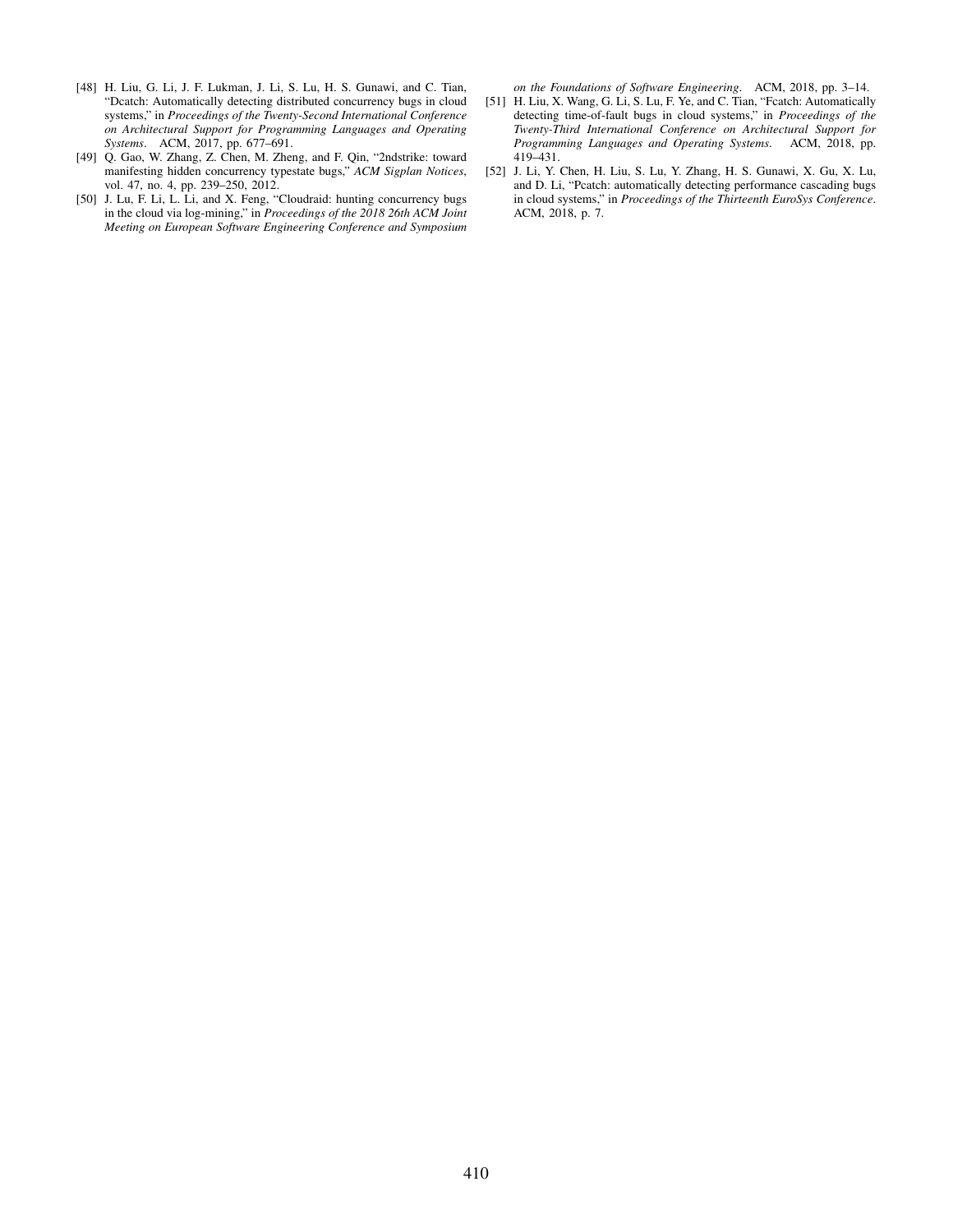[48] H. Liu, G. Li, J. F. Lukman, J. Li, S. Lu, H. S. Gunawi, and C. Tian, "Dcatch: Automatically detecting distributed concurrency bugs in cloud systems," in *Proceedings of the Twenty-Second International Conference on Architectural Support for Programming Languages and Operating Systems*. ACM, 2017, pp. 677–691.

[49] Q. Gao, W. Zhang, Z. Chen, M. Zheng, and F. Qin, "2ndstrike: toward manifesting hidden concurrency typestate bugs," *ACM Sigplan Notices*, vol. 47, no. 4, pp. 239–250, 2012.

[50] J. Lu, F. Li, L. Li, and X. Feng, "Cloudraid: hunting concurrency bugs in the cloud via log-mining," in *Proceedings of the 2018 26th ACM Joint Meeting on European Software Engineering Conference and Symposium on the Foundations of Software Engineering*. ACM, 2018, pp. 3–14.

[51] H. Liu, X. Wang, G. Li, S. Lu, F. Ye, and C. Tian, "Fcatch: Automatically detecting time-of-fault bugs in cloud systems," in *Proceedings of the Twenty-Third International Conference on Architectural Support for Programming Languages and Operating Systems*. ACM, 2018, pp. 419–431.

[52] J. Li, Y. Chen, H. Liu, S. Lu, Y. Zhang, H. S. Gunawi, X. Gu, X. Lu, and D. Li, "Pcatch: automatically detecting performance cascading bugs in cloud systems," in *Proceedings of the Thirteenth EuroSys Conference*. ACM, 2018, p. 7.